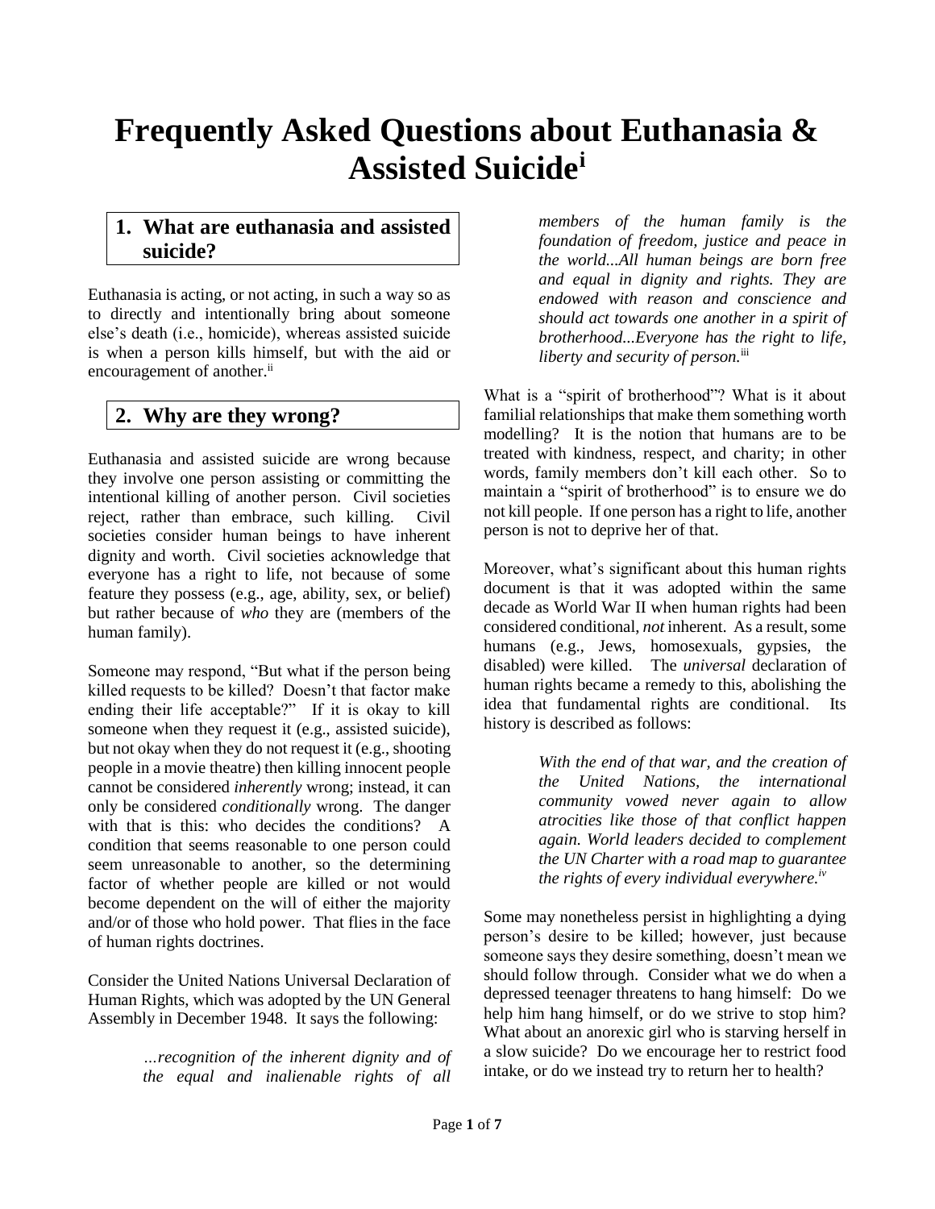# Frequently Asked Questions about Euthanasia & Assisted Suicide[i]

## 1. What are euthanasia and assisted suicide?

Euthanasia is acting, or not acting, in such a way so as to directly and intentionally bring about someone else's death (i.e., homicide), whereas assisted suicide is when a person kills himself, but with the aid or encouragement of another.[ii]

## 2. Why are they wrong?

Euthanasia and assisted suicide are wrong because they involve one person assisting or committing the intentional killing of another person. Civil societies reject, rather than embrace, such killing. Civil societies consider human beings to have inherent dignity and worth. Civil societies acknowledge that everyone has a right to life, not because of some feature they possess (e.g., age, ability, sex, or belief) but rather because of *who* they are (members of the human family).

Someone may respond, "But what if the person being killed requests to be killed? Doesn't that factor make ending their life acceptable?" If it is okay to kill someone when they request it (e.g., assisted suicide), but not okay when they do not request it (e.g., shooting people in a movie theatre) then killing innocent people cannot be considered *inherently* wrong; instead, it can only be considered *conditionally* wrong. The danger with that is this: who decides the conditions? A condition that seems reasonable to one person could seem unreasonable to another, so the determining factor of whether people are killed or not would become dependent on the will of either the majority and/or of those who hold power. That flies in the face of human rights doctrines.

Consider the United Nations Universal Declaration of Human Rights, which was adopted by the UN General Assembly in December 1948. It says the following:

> *...recognition of the inherent dignity and of the equal and inalienable rights of all members of the human family is the foundation of freedom, justice and peace in the world...All human beings are born free and equal in dignity and rights. They are endowed with reason and conscience and should act towards one another in a spirit of brotherhood...Everyone has the right to life, liberty and security of person.*[iii]

What is a "spirit of brotherhood"? What is it about familial relationships that make them something worth modelling? It is the notion that humans are to be treated with kindness, respect, and charity; in other words, family members don't kill each other. So to maintain a "spirit of brotherhood" is to ensure we do not kill people. If one person has a right to life, another person is not to deprive her of that.

Moreover, what's significant about this human rights document is that it was adopted within the same decade as World War II when human rights had been considered conditional, *not* inherent. As a result, some humans (e.g., Jews, homosexuals, gypsies, the disabled) were killed. The *universal* declaration of human rights became a remedy to this, abolishing the idea that fundamental rights are conditional. Its history is described as follows:

> *With the end of that war, and the creation of the United Nations, the international community vowed never again to allow atrocities like those of that conflict happen again. World leaders decided to complement the UN Charter with a road map to guarantee the rights of every individual everywhere.*[iv]

Some may nonetheless persist in highlighting a dying person's desire to be killed; however, just because someone says they desire something, doesn't mean we should follow through. Consider what we do when a depressed teenager threatens to hang himself: Do we help him hang himself, or do we strive to stop him? What about an anorexic girl who is starving herself in a slow suicide? Do we encourage her to restrict food intake, or do we instead try to return her to health?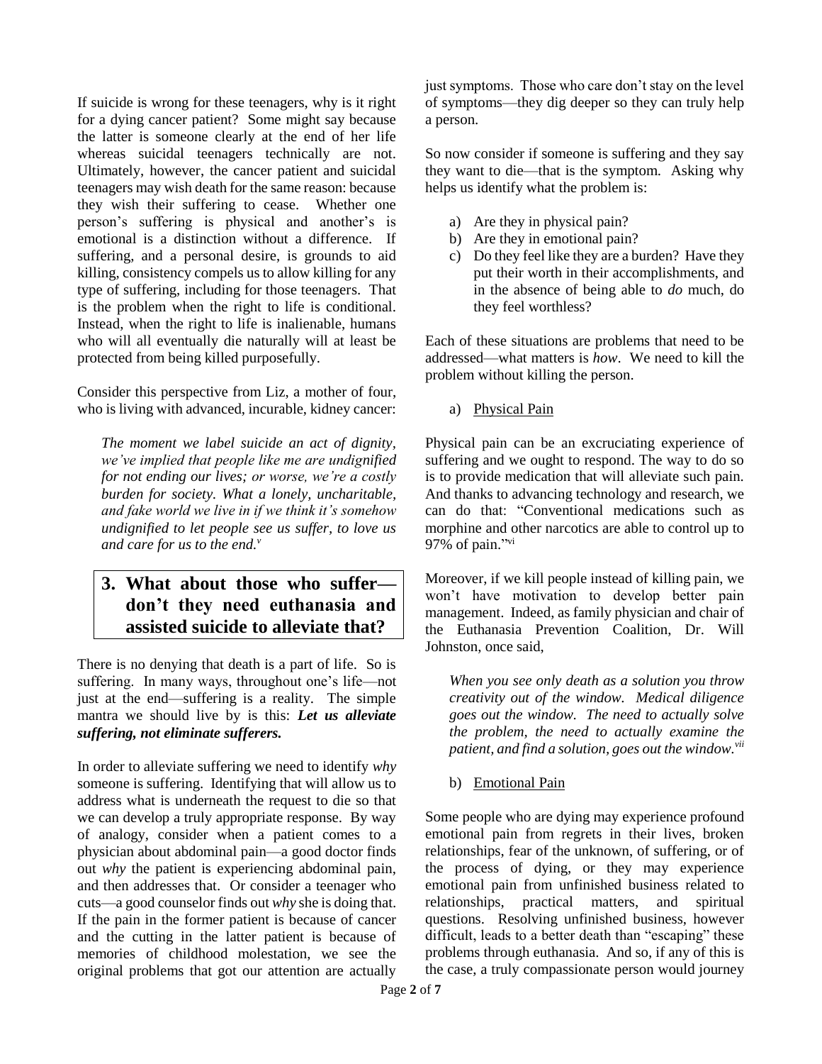If suicide is wrong for these teenagers, why is it right for a dying cancer patient? Some might say because the latter is someone clearly at the end of her life whereas suicidal teenagers technically are not. Ultimately, however, the cancer patient and suicidal teenagers may wish death for the same reason: because they wish their suffering to cease. Whether one person's suffering is physical and another's is emotional is a distinction without a difference. If suffering, and a personal desire, is grounds to aid killing, consistency compels us to allow killing for any type of suffering, including for those teenagers. That is the problem when the right to life is conditional. Instead, when the right to life is inalienable, humans who will all eventually die naturally will at least be protected from being killed purposefully.

Consider this perspective from Liz, a mother of four, who is living with advanced, incurable, kidney cancer:

> *The moment we label suicide an act of dignity, we've implied that people like me are undignified for not ending our lives; or worse, we're a costly burden for society. What a lonely, uncharitable, and fake world we live in if we think it's somehow undignified to let people see us suffer, to love us and care for us to the end.*[v]

## 3. What about those who suffer—don't they need euthanasia and assisted suicide to alleviate that?

There is no denying that death is a part of life. So is suffering. In many ways, throughout one's life—not just at the end—suffering is a reality. The simple mantra we should live by is this: ***Let us alleviate suffering, not eliminate sufferers.***

In order to alleviate suffering we need to identify *why* someone is suffering. Identifying that will allow us to address what is underneath the request to die so that we can develop a truly appropriate response. By way of analogy, consider when a patient comes to a physician about abdominal pain—a good doctor finds out *why* the patient is experiencing abdominal pain, and then addresses that. Or consider a teenager who cuts—a good counselor finds out *why* she is doing that. If the pain in the former patient is because of cancer and the cutting in the latter patient is because of memories of childhood molestation, we see the original problems that got our attention are actually just symptoms. Those who care don't stay on the level of symptoms—they dig deeper so they can truly help a person.

So now consider if someone is suffering and they say they want to die—that is the symptom. Asking why helps us identify what the problem is:

a) Are they in physical pain?
b) Are they in emotional pain?
c) Do they feel like they are a burden? Have they put their worth in their accomplishments, and in the absence of being able to *do* much, do they feel worthless?

Each of these situations are problems that need to be addressed—what matters is *how*. We need to kill the problem without killing the person.

a) Physical Pain

Physical pain can be an excruciating experience of suffering and we ought to respond. The way to do so is to provide medication that will alleviate such pain. And thanks to advancing technology and research, we can do that: "Conventional medications such as morphine and other narcotics are able to control up to 97% of pain."[vi]

Moreover, if we kill people instead of killing pain, we won't have motivation to develop better pain management. Indeed, as family physician and chair of the Euthanasia Prevention Coalition, Dr. Will Johnston, once said,

> *When you see only death as a solution you throw creativity out of the window. Medical diligence goes out the window. The need to actually solve the problem, the need to actually examine the patient, and find a solution, goes out the window.*[vii]

b) Emotional Pain

Some people who are dying may experience profound emotional pain from regrets in their lives, broken relationships, fear of the unknown, of suffering, or of the process of dying, or they may experience emotional pain from unfinished business related to relationships, practical matters, and spiritual questions. Resolving unfinished business, however difficult, leads to a better death than "escaping" these problems through euthanasia. And so, if any of this is the case, a truly compassionate person would journey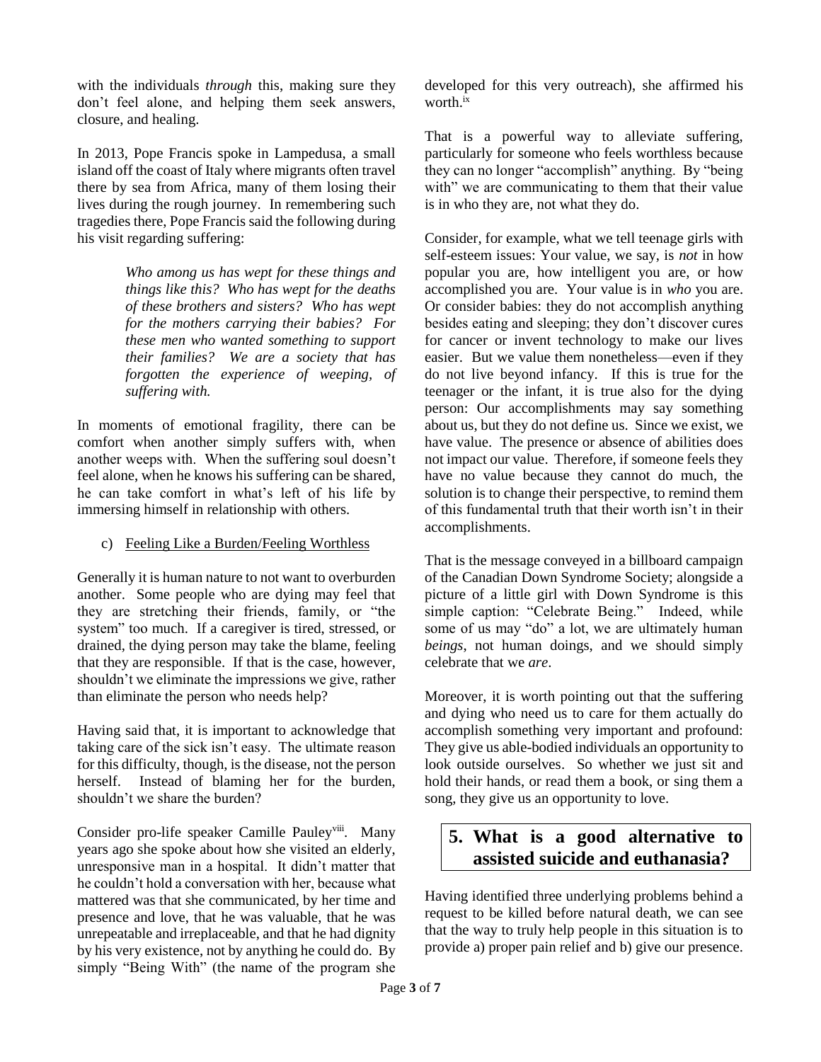with the individuals *through* this, making sure they don't feel alone, and helping them seek answers, closure, and healing.

In 2013, Pope Francis spoke in Lampedusa, a small island off the coast of Italy where migrants often travel there by sea from Africa, many of them losing their lives during the rough journey. In remembering such tragedies there, Pope Francis said the following during his visit regarding suffering:

> *Who among us has wept for these things and things like this? Who has wept for the deaths of these brothers and sisters? Who has wept for the mothers carrying their babies? For these men who wanted something to support their families? We are a society that has forgotten the experience of weeping, of suffering with.*

In moments of emotional fragility, there can be comfort when another simply suffers with, when another weeps with. When the suffering soul doesn't feel alone, when he knows his suffering can be shared, he can take comfort in what's left of his life by immersing himself in relationship with others.

c) Feeling Like a Burden/Feeling Worthless

Generally it is human nature to not want to overburden another. Some people who are dying may feel that they are stretching their friends, family, or "the system" too much. If a caregiver is tired, stressed, or drained, the dying person may take the blame, feeling that they are responsible. If that is the case, however, shouldn't we eliminate the impressions we give, rather than eliminate the person who needs help?

Having said that, it is important to acknowledge that taking care of the sick isn't easy. The ultimate reason for this difficulty, though, is the disease, not the person herself. Instead of blaming her for the burden, shouldn't we share the burden?

Consider pro-life speaker Camille Pauley[viii]. Many years ago she spoke about how she visited an elderly, unresponsive man in a hospital. It didn't matter that he couldn't hold a conversation with her, because what mattered was that she communicated, by her time and presence and love, that he was valuable, that he was unrepeatable and irreplaceable, and that he had dignity by his very existence, not by anything he could do. By simply "Being With" (the name of the program she developed for this very outreach), she affirmed his worth.[ix]

That is a powerful way to alleviate suffering, particularly for someone who feels worthless because they can no longer "accomplish" anything. By "being with" we are communicating to them that their value is in who they are, not what they do.

Consider, for example, what we tell teenage girls with self-esteem issues: Your value, we say, is *not* in how popular you are, how intelligent you are, or how accomplished you are. Your value is in *who* you are. Or consider babies: they do not accomplish anything besides eating and sleeping; they don't discover cures for cancer or invent technology to make our lives easier. But we value them nonetheless—even if they do not live beyond infancy. If this is true for the teenager or the infant, it is true also for the dying person: Our accomplishments may say something about us, but they do not define us. Since we exist, we have value. The presence or absence of abilities does not impact our value. Therefore, if someone feels they have no value because they cannot do much, the solution is to change their perspective, to remind them of this fundamental truth that their worth isn't in their accomplishments.

That is the message conveyed in a billboard campaign of the Canadian Down Syndrome Society; alongside a picture of a little girl with Down Syndrome is this simple caption: "Celebrate Being." Indeed, while some of us may "do" a lot, we are ultimately human *beings*, not human doings, and we should simply celebrate that we *are*.

Moreover, it is worth pointing out that the suffering and dying who need us to care for them actually do accomplish something very important and profound: They give us able-bodied individuals an opportunity to look outside ourselves. So whether we just sit and hold their hands, or read them a book, or sing them a song, they give us an opportunity to love.

## 5. What is a good alternative to assisted suicide and euthanasia?

Having identified three underlying problems behind a request to be killed before natural death, we can see that the way to truly help people in this situation is to provide a) proper pain relief and b) give our presence.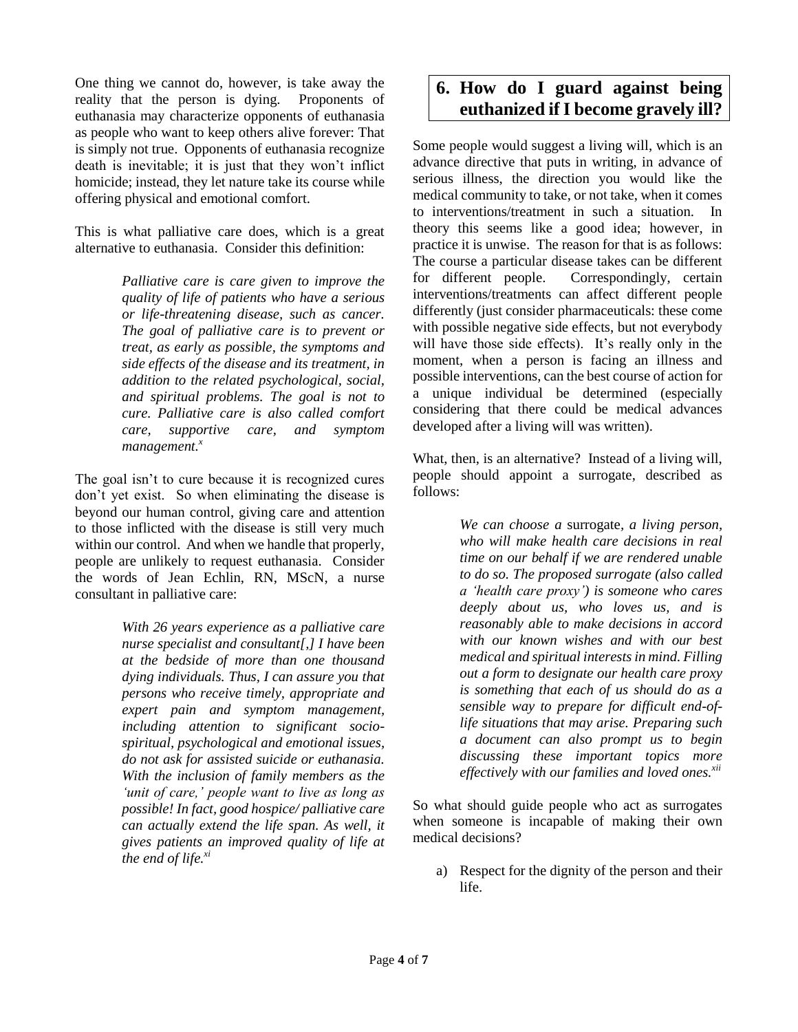One thing we cannot do, however, is take away the reality that the person is dying. Proponents of euthanasia may characterize opponents of euthanasia as people who want to keep others alive forever: That is simply not true. Opponents of euthanasia recognize death is inevitable; it is just that they won't inflict homicide; instead, they let nature take its course while offering physical and emotional comfort.

This is what palliative care does, which is a great alternative to euthanasia. Consider this definition:

> *Palliative care is care given to improve the quality of life of patients who have a serious or life-threatening disease, such as cancer. The goal of palliative care is to prevent or treat, as early as possible, the symptoms and side effects of the disease and its treatment, in addition to the related psychological, social, and spiritual problems. The goal is not to cure. Palliative care is also called comfort care, supportive care, and symptom management.*[x]

The goal isn't to cure because it is recognized cures don't yet exist. So when eliminating the disease is beyond our human control, giving care and attention to those inflicted with the disease is still very much within our control. And when we handle that properly, people are unlikely to request euthanasia. Consider the words of Jean Echlin, RN, MScN, a nurse consultant in palliative care:

> *With 26 years experience as a palliative care nurse specialist and consultant[,] I have been at the bedside of more than one thousand dying individuals. Thus, I can assure you that persons who receive timely, appropriate and expert pain and symptom management, including attention to significant socio-spiritual, psychological and emotional issues, do not ask for assisted suicide or euthanasia. With the inclusion of family members as the 'unit of care,' people want to live as long as possible! In fact, good hospice/ palliative care can actually extend the life span. As well, it gives patients an improved quality of life at the end of life.*[xi]

## 6. How do I guard against being euthanized if I become gravely ill?

Some people would suggest a living will, which is an advance directive that puts in writing, in advance of serious illness, the direction you would like the medical community to take, or not take, when it comes to interventions/treatment in such a situation. In theory this seems like a good idea; however, in practice it is unwise. The reason for that is as follows: The course a particular disease takes can be different for different people. Correspondingly, certain interventions/treatments can affect different people differently (just consider pharmaceuticals: these come with possible negative side effects, but not everybody will have those side effects). It's really only in the moment, when a person is facing an illness and possible interventions, can the best course of action for a unique individual be determined (especially considering that there could be medical advances developed after a living will was written).

What, then, is an alternative? Instead of a living will, people should appoint a surrogate, described as follows:

> *We can choose a* surrogate, *a living person, who will make health care decisions in real time on our behalf if we are rendered unable to do so. The proposed surrogate (also called a 'health care proxy') is someone who cares deeply about us, who loves us, and is reasonably able to make decisions in accord with our known wishes and with our best medical and spiritual interests in mind. Filling out a form to designate our health care proxy is something that each of us should do as a sensible way to prepare for difficult end-of-life situations that may arise. Preparing such a document can also prompt us to begin discussing these important topics more effectively with our families and loved ones.*[xii]

So what should guide people who act as surrogates when someone is incapable of making their own medical decisions?

a) Respect for the dignity of the person and their life.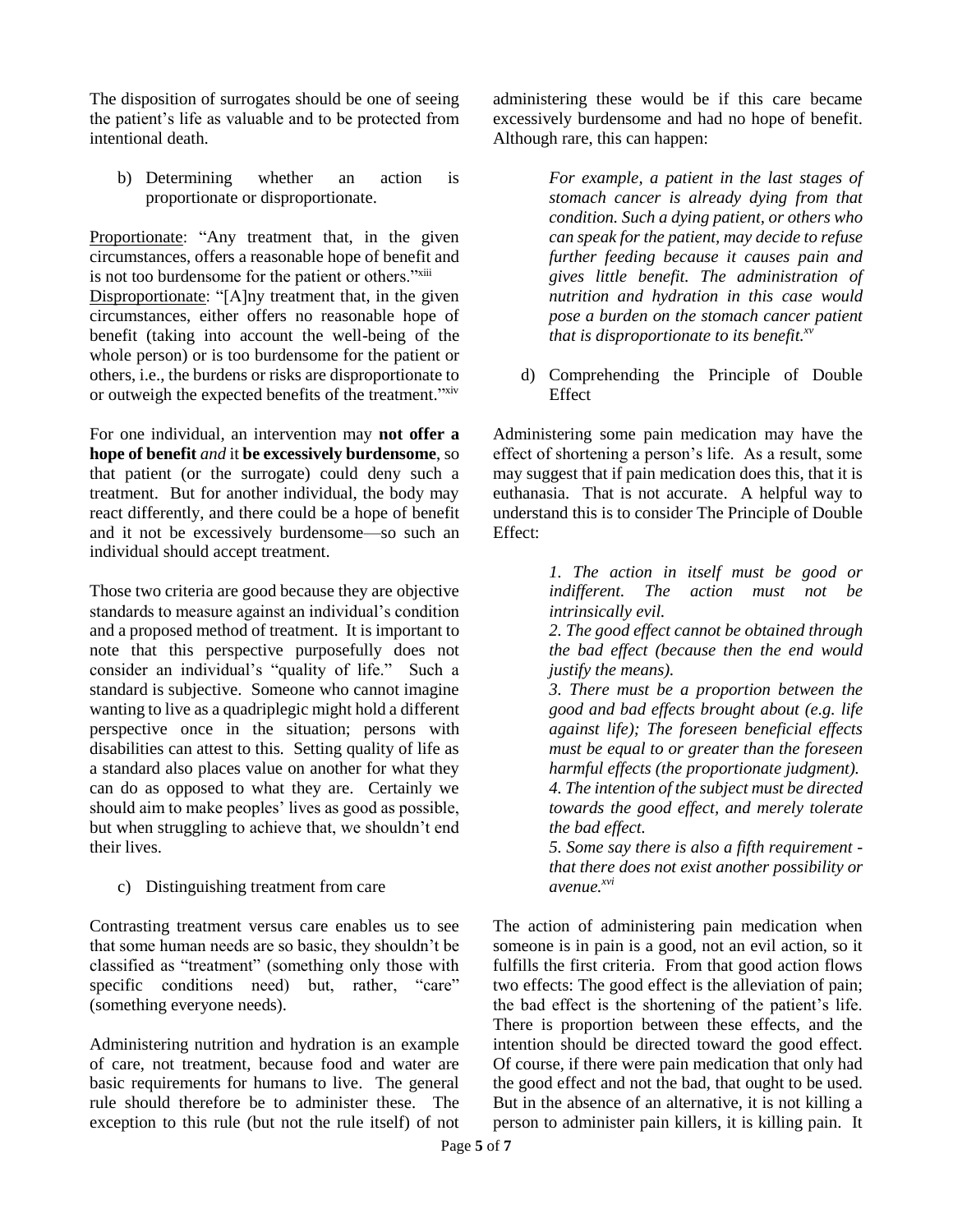The disposition of surrogates should be one of seeing the patient's life as valuable and to be protected from intentional death.

b) Determining whether an action is proportionate or disproportionate.

Proportionate: "Any treatment that, in the given circumstances, offers a reasonable hope of benefit and is not too burdensome for the patient or others."[xiii]

Disproportionate: "[A]ny treatment that, in the given circumstances, either offers no reasonable hope of benefit (taking into account the well-being of the whole person) or is too burdensome for the patient or others, i.e., the burdens or risks are disproportionate to or outweigh the expected benefits of the treatment."[xiv]

For one individual, an intervention may **not offer a hope of benefit** *and* it **be excessively burdensome**, so that patient (or the surrogate) could deny such a treatment. But for another individual, the body may react differently, and there could be a hope of benefit and it not be excessively burdensome—so such an individual should accept treatment.

Those two criteria are good because they are objective standards to measure against an individual's condition and a proposed method of treatment. It is important to note that this perspective purposefully does not consider an individual's "quality of life." Such a standard is subjective. Someone who cannot imagine wanting to live as a quadriplegic might hold a different perspective once in the situation; persons with disabilities can attest to this. Setting quality of life as a standard also places value on another for what they can do as opposed to what they are. Certainly we should aim to make peoples' lives as good as possible, but when struggling to achieve that, we shouldn't end their lives.

c) Distinguishing treatment from care

Contrasting treatment versus care enables us to see that some human needs are so basic, they shouldn't be classified as "treatment" (something only those with specific conditions need) but, rather, "care" (something everyone needs).

Administering nutrition and hydration is an example of care, not treatment, because food and water are basic requirements for humans to live. The general rule should therefore be to administer these. The exception to this rule (but not the rule itself) of not administering these would be if this care became excessively burdensome and had no hope of benefit. Although rare, this can happen:

> *For example, a patient in the last stages of stomach cancer is already dying from that condition. Such a dying patient, or others who can speak for the patient, may decide to refuse further feeding because it causes pain and gives little benefit. The administration of nutrition and hydration in this case would pose a burden on the stomach cancer patient that is disproportionate to its benefit.*[xv]

d) Comprehending the Principle of Double Effect

Administering some pain medication may have the effect of shortening a person's life. As a result, some may suggest that if pain medication does this, that it is euthanasia. That is not accurate. A helpful way to understand this is to consider The Principle of Double Effect:

> *1. The action in itself must be good or indifferent. The action must not be intrinsically evil.*
> *2. The good effect cannot be obtained through the bad effect (because then the end would justify the means).*
> *3. There must be a proportion between the good and bad effects brought about (e.g. life against life); The foreseen beneficial effects must be equal to or greater than the foreseen harmful effects (the proportionate judgment).*
> *4. The intention of the subject must be directed towards the good effect, and merely tolerate the bad effect.*
> *5. Some say there is also a fifth requirement - that there does not exist another possibility or avenue.*[xvi]

The action of administering pain medication when someone is in pain is a good, not an evil action, so it fulfills the first criteria. From that good action flows two effects: The good effect is the alleviation of pain; the bad effect is the shortening of the patient's life. There is proportion between these effects, and the intention should be directed toward the good effect. Of course, if there were pain medication that only had the good effect and not the bad, that ought to be used. But in the absence of an alternative, it is not killing a person to administer pain killers, it is killing pain. It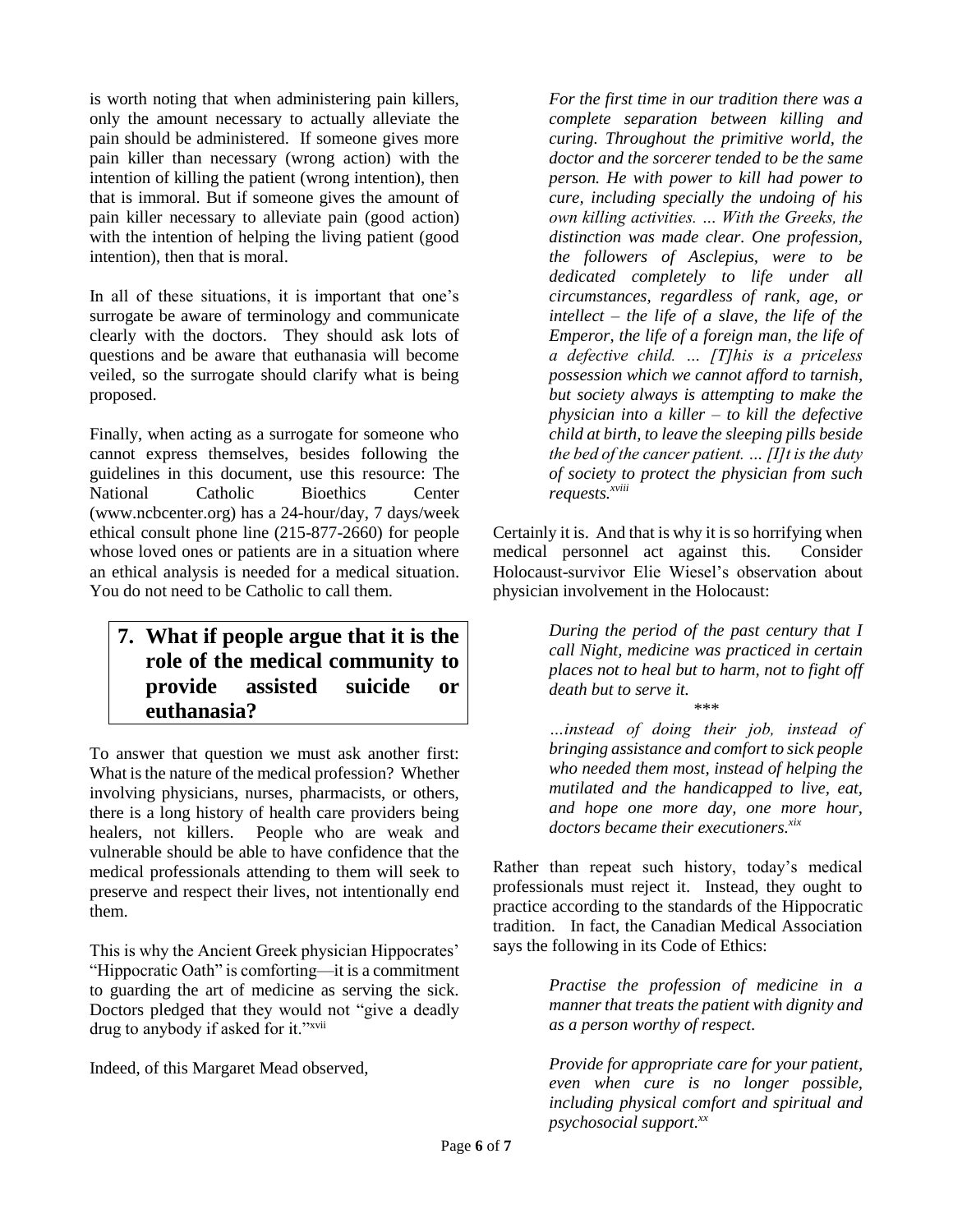is worth noting that when administering pain killers, only the amount necessary to actually alleviate the pain should be administered. If someone gives more pain killer than necessary (wrong action) with the intention of killing the patient (wrong intention), then that is immoral. But if someone gives the amount of pain killer necessary to alleviate pain (good action) with the intention of helping the living patient (good intention), then that is moral.

In all of these situations, it is important that one's surrogate be aware of terminology and communicate clearly with the doctors. They should ask lots of questions and be aware that euthanasia will become veiled, so the surrogate should clarify what is being proposed.

Finally, when acting as a surrogate for someone who cannot express themselves, besides following the guidelines in this document, use this resource: The National Catholic Bioethics Center (www.ncbcenter.org) has a 24-hour/day, 7 days/week ethical consult phone line (215-877-2660) for people whose loved ones or patients are in a situation where an ethical analysis is needed for a medical situation. You do not need to be Catholic to call them.

## 7. What if people argue that it is the role of the medical community to provide assisted suicide or euthanasia?

To answer that question we must ask another first: What is the nature of the medical profession? Whether involving physicians, nurses, pharmacists, or others, there is a long history of health care providers being healers, not killers. People who are weak and vulnerable should be able to have confidence that the medical professionals attending to them will seek to preserve and respect their lives, not intentionally end them.

This is why the Ancient Greek physician Hippocrates' "Hippocratic Oath" is comforting—it is a commitment to guarding the art of medicine as serving the sick. Doctors pledged that they would not "give a deadly drug to anybody if asked for it."[xvii]

Indeed, of this Margaret Mead observed,

> *For the first time in our tradition there was a complete separation between killing and curing. Throughout the primitive world, the doctor and the sorcerer tended to be the same person. He with power to kill had power to cure, including specially the undoing of his own killing activities. … With the Greeks, the distinction was made clear. One profession, the followers of Asclepius, were to be dedicated completely to life under all circumstances, regardless of rank, age, or intellect – the life of a slave, the life of the Emperor, the life of a foreign man, the life of a defective child. … [T]his is a priceless possession which we cannot afford to tarnish, but society always is attempting to make the physician into a killer – to kill the defective child at birth, to leave the sleeping pills beside the bed of the cancer patient. … [I]t is the duty of society to protect the physician from such requests.*[xviii]

Certainly it is. And that is why it is so horrifying when medical personnel act against this. Consider Holocaust-survivor Elie Wiesel's observation about physician involvement in the Holocaust:

> *During the period of the past century that I call Night, medicine was practiced in certain places not to heal but to harm, not to fight off death but to serve it.*
>
> \*\*\*
>
> *…instead of doing their job, instead of bringing assistance and comfort to sick people who needed them most, instead of helping the mutilated and the handicapped to live, eat, and hope one more day, one more hour, doctors became their executioners.*[xix]

Rather than repeat such history, today's medical professionals must reject it. Instead, they ought to practice according to the standards of the Hippocratic tradition. In fact, the Canadian Medical Association says the following in its Code of Ethics:

> *Practise the profession of medicine in a manner that treats the patient with dignity and as a person worthy of respect.*
>
> *Provide for appropriate care for your patient, even when cure is no longer possible, including physical comfort and spiritual and psychosocial support.*[xx]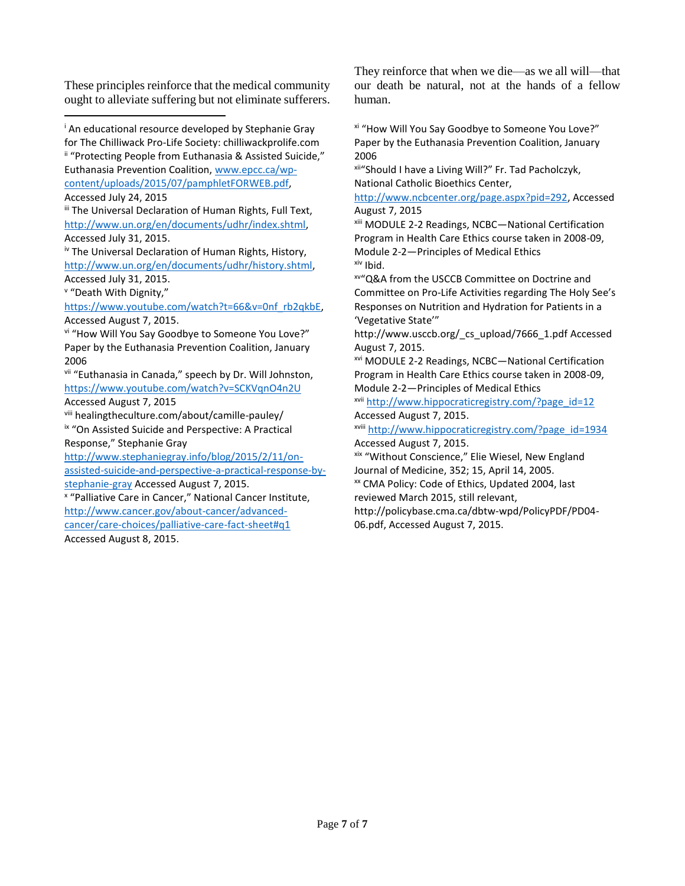These principles reinforce that the medical community ought to alleviate suffering but not eliminate sufferers. They reinforce that when we die—as we all will—that our death be natural, not at the hands of a fellow human.

---

[i] An educational resource developed by Stephanie Gray for The Chilliwack Pro-Life Society: chilliwackprolife.com

[ii] "Protecting People from Euthanasia & Assisted Suicide," Euthanasia Prevention Coalition, www.epcc.ca/wp-content/uploads/2015/07/pamphletFORWEB.pdf, Accessed July 24, 2015

[iii] The Universal Declaration of Human Rights, Full Text, http://www.un.org/en/documents/udhr/index.shtml, Accessed July 31, 2015.

[iv] The Universal Declaration of Human Rights, History, http://www.un.org/en/documents/udhr/history.shtml, Accessed July 31, 2015.

[v] "Death With Dignity," https://www.youtube.com/watch?t=66&v=0nf_rb2qkbE, Accessed August 7, 2015.

[vi] "How Will You Say Goodbye to Someone You Love?" Paper by the Euthanasia Prevention Coalition, January 2006

[vii] "Euthanasia in Canada," speech by Dr. Will Johnston, https://www.youtube.com/watch?v=SCKVqnO4n2U Accessed August 7, 2015

[viii] healingtheculture.com/about/camille-pauley/

[ix] "On Assisted Suicide and Perspective: A Practical Response," Stephanie Gray http://www.stephaniegray.info/blog/2015/2/11/on-assisted-suicide-and-perspective-a-practical-response-by-stephanie-gray Accessed August 7, 2015.

[x] "Palliative Care in Cancer," National Cancer Institute, http://www.cancer.gov/about-cancer/advanced-cancer/care-choices/palliative-care-fact-sheet#q1 Accessed August 8, 2015.

[xi] "How Will You Say Goodbye to Someone You Love?" Paper by the Euthanasia Prevention Coalition, January 2006

[xii] "Should I have a Living Will?" Fr. Tad Pacholczyk, National Catholic Bioethics Center, http://www.ncbcenter.org/page.aspx?pid=292, Accessed August 7, 2015

[xiii] MODULE 2-2 Readings, NCBC—National Certification Program in Health Care Ethics course taken in 2008-09, Module 2-2—Principles of Medical Ethics

[xiv] Ibid.

[xv] "Q&A from the USCCB Committee on Doctrine and Committee on Pro-Life Activities regarding The Holy See's Responses on Nutrition and Hydration for Patients in a 'Vegetative State'" http://www.usccb.org/_cs_upload/7666_1.pdf Accessed August 7, 2015.

[xvi] MODULE 2-2 Readings, NCBC—National Certification Program in Health Care Ethics course taken in 2008-09, Module 2-2—Principles of Medical Ethics

[xvii] http://www.hippocraticregistry.com/?page_id=12 Accessed August 7, 2015.

[xviii] http://www.hippocraticregistry.com/?page_id=1934 Accessed August 7, 2015.

[xix] "Without Conscience," Elie Wiesel, New England Journal of Medicine, 352; 15, April 14, 2005.

[xx] CMA Policy: Code of Ethics, Updated 2004, last reviewed March 2015, still relevant, http://policybase.cma.ca/dbtw-wpd/PolicyPDF/PD04-06.pdf, Accessed August 7, 2015.